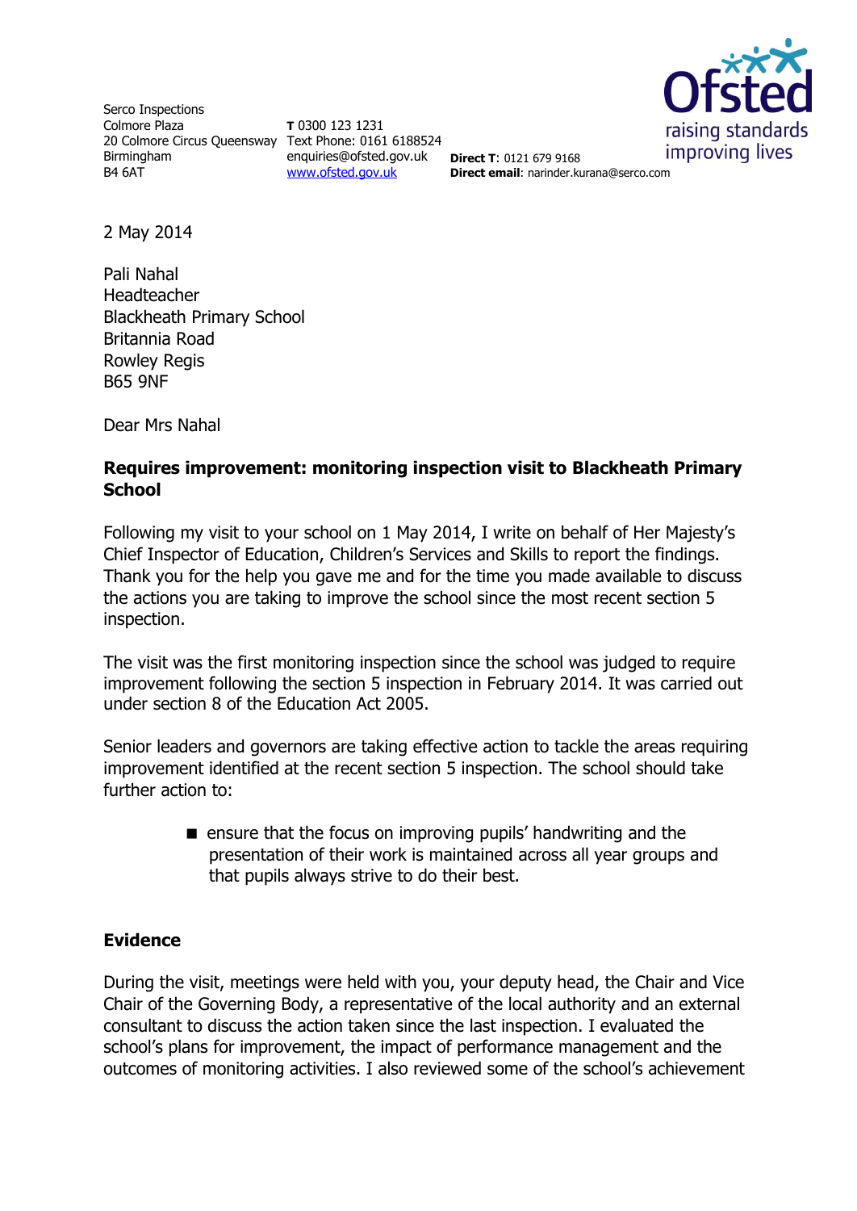Serco Inspections
Colmore Plaza
20 Colmore Circus Queensway
Birmingham
B4 6AT

**T** 0300 123 1231
Text Phone: 0161 6188524
enquiries@ofsted.gov.uk
www.ofsted.gov.uk

**Direct T**: 0121 679 9168
**Direct email**: narinder.kurana@serco.com

Ofsted
raising standards
improving lives

2 May 2014

Pali Nahal
Headteacher
Blackheath Primary School
Britannia Road
Rowley Regis
B65 9NF

Dear Mrs Nahal

**Requires improvement: monitoring inspection visit to Blackheath Primary School**

Following my visit to your school on 1 May 2014, I write on behalf of Her Majesty's Chief Inspector of Education, Children's Services and Skills to report the findings. Thank you for the help you gave me and for the time you made available to discuss the actions you are taking to improve the school since the most recent section 5 inspection.

The visit was the first monitoring inspection since the school was judged to require improvement following the section 5 inspection in February 2014. It was carried out under section 8 of the Education Act 2005.

Senior leaders and governors are taking effective action to tackle the areas requiring improvement identified at the recent section 5 inspection. The school should take further action to:

- ensure that the focus on improving pupils' handwriting and the presentation of their work is maintained across all year groups and that pupils always strive to do their best.

**Evidence**

During the visit, meetings were held with you, your deputy head, the Chair and Vice Chair of the Governing Body, a representative of the local authority and an external consultant to discuss the action taken since the last inspection. I evaluated the school's plans for improvement, the impact of performance management and the outcomes of monitoring activities. I also reviewed some of the school's achievement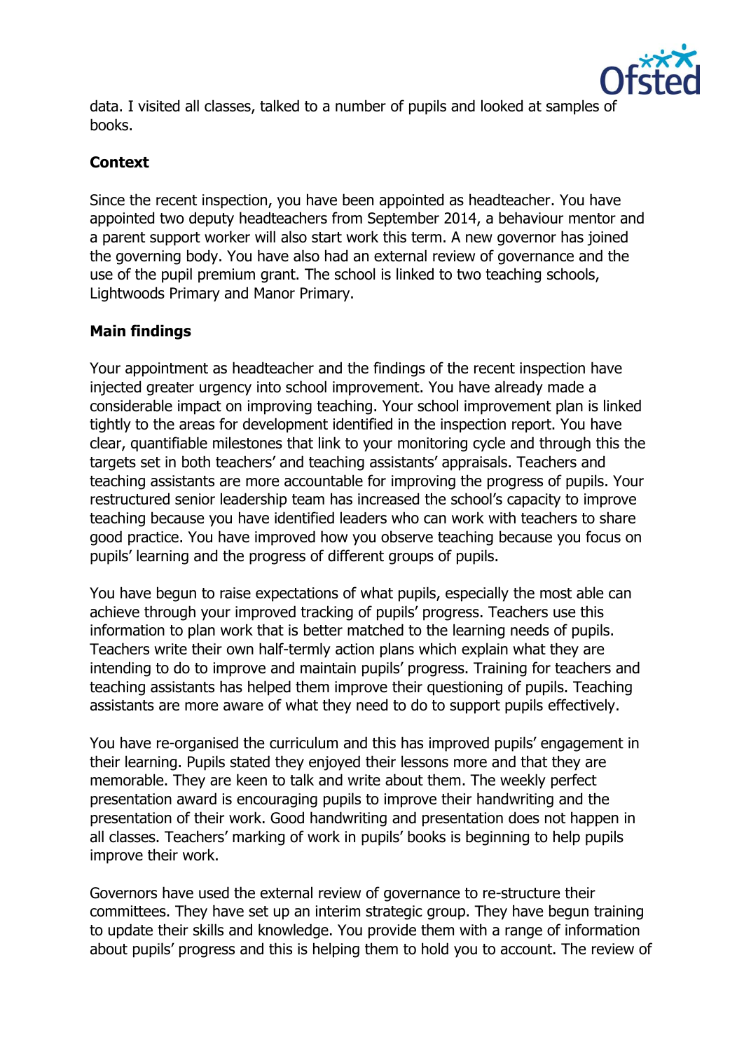data. I visited all classes, talked to a number of pupils and looked at samples of books.

**Context**

Since the recent inspection, you have been appointed as headteacher. You have appointed two deputy headteachers from September 2014, a behaviour mentor and a parent support worker will also start work this term. A new governor has joined the governing body. You have also had an external review of governance and the use of the pupil premium grant. The school is linked to two teaching schools, Lightwoods Primary and Manor Primary.

**Main findings**

Your appointment as headteacher and the findings of the recent inspection have injected greater urgency into school improvement. You have already made a considerable impact on improving teaching. Your school improvement plan is linked tightly to the areas for development identified in the inspection report. You have clear, quantifiable milestones that link to your monitoring cycle and through this the targets set in both teachers' and teaching assistants' appraisals. Teachers and teaching assistants are more accountable for improving the progress of pupils. Your restructured senior leadership team has increased the school's capacity to improve teaching because you have identified leaders who can work with teachers to share good practice. You have improved how you observe teaching because you focus on pupils' learning and the progress of different groups of pupils.

You have begun to raise expectations of what pupils, especially the most able can achieve through your improved tracking of pupils' progress. Teachers use this information to plan work that is better matched to the learning needs of pupils. Teachers write their own half-termly action plans which explain what they are intending to do to improve and maintain pupils' progress. Training for teachers and teaching assistants has helped them improve their questioning of pupils. Teaching assistants are more aware of what they need to do to support pupils effectively.

You have re-organised the curriculum and this has improved pupils' engagement in their learning. Pupils stated they enjoyed their lessons more and that they are memorable. They are keen to talk and write about them. The weekly perfect presentation award is encouraging pupils to improve their handwriting and the presentation of their work. Good handwriting and presentation does not happen in all classes. Teachers' marking of work in pupils' books is beginning to help pupils improve their work.

Governors have used the external review of governance to re-structure their committees. They have set up an interim strategic group. They have begun training to update their skills and knowledge. You provide them with a range of information about pupils' progress and this is helping them to hold you to account. The review of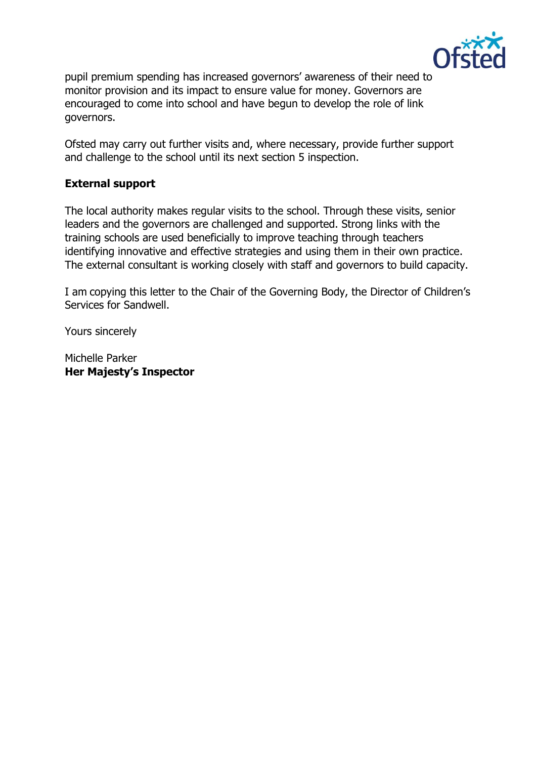pupil premium spending has increased governors' awareness of their need to monitor provision and its impact to ensure value for money. Governors are encouraged to come into school and have begun to develop the role of link governors.

Ofsted may carry out further visits and, where necessary, provide further support and challenge to the school until its next section 5 inspection.

**External support**

The local authority makes regular visits to the school. Through these visits, senior leaders and the governors are challenged and supported. Strong links with the training schools are used beneficially to improve teaching through teachers identifying innovative and effective strategies and using them in their own practice. The external consultant is working closely with staff and governors to build capacity.

I am copying this letter to the Chair of the Governing Body, the Director of Children's Services for Sandwell.

Yours sincerely

Michelle Parker
**Her Majesty's Inspector**